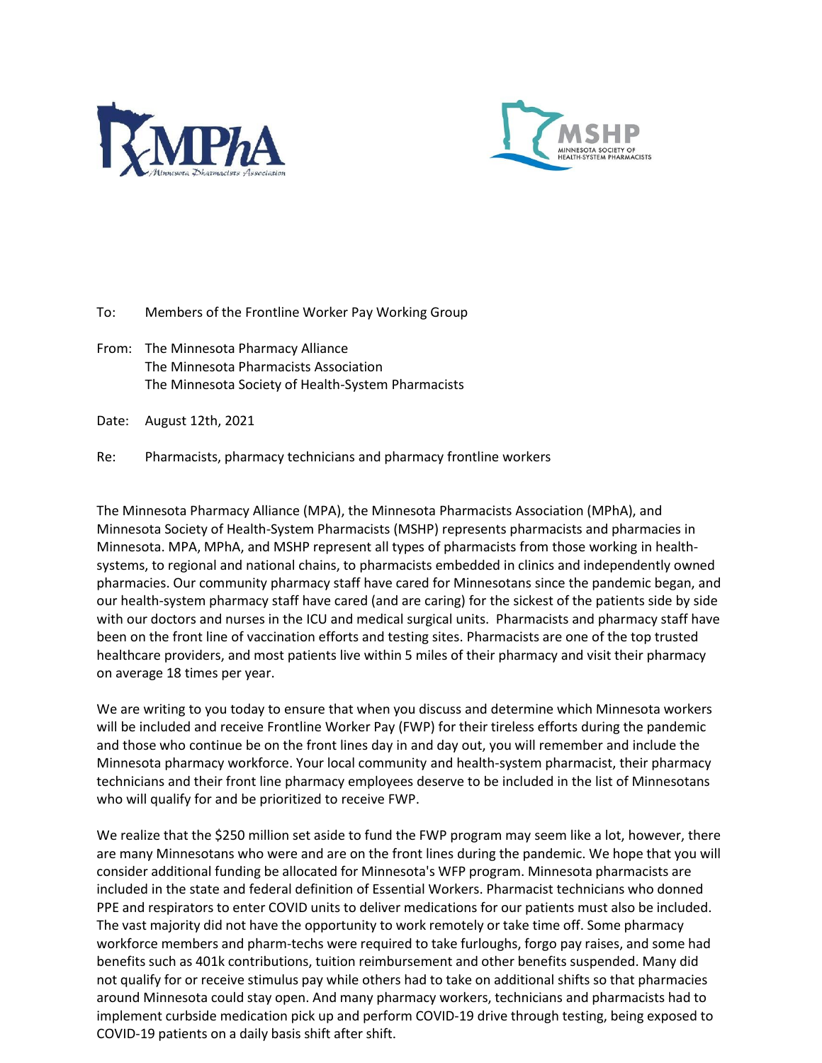To: Members of the Frontline Worker Pay Working Group

From: The Minnesota Pharmacy Alliance
The Minnesota Pharmacists Association
The Minnesota Society of Health-System Pharmacists

Date: August 12th, 2021

Re: Pharmacists, pharmacy technicians and pharmacy frontline workers

The Minnesota Pharmacy Alliance (MPA), the Minnesota Pharmacists Association (MPhA), and Minnesota Society of Health-System Pharmacists (MSHP) represents pharmacists and pharmacies in Minnesota. MPA, MPhA, and MSHP represent all types of pharmacists from those working in health-systems, to regional and national chains, to pharmacists embedded in clinics and independently owned pharmacies. Our community pharmacy staff have cared for Minnesotans since the pandemic began, and our health-system pharmacy staff have cared (and are caring) for the sickest of the patients side by side with our doctors and nurses in the ICU and medical surgical units. Pharmacists and pharmacy staff have been on the front line of vaccination efforts and testing sites. Pharmacists are one of the top trusted healthcare providers, and most patients live within 5 miles of their pharmacy and visit their pharmacy on average 18 times per year.

We are writing to you today to ensure that when you discuss and determine which Minnesota workers will be included and receive Frontline Worker Pay (FWP) for their tireless efforts during the pandemic and those who continue be on the front lines day in and day out, you will remember and include the Minnesota pharmacy workforce. Your local community and health-system pharmacist, their pharmacy technicians and their front line pharmacy employees deserve to be included in the list of Minnesotans who will qualify for and be prioritized to receive FWP.

We realize that the $250 million set aside to fund the FWP program may seem like a lot, however, there are many Minnesotans who were and are on the front lines during the pandemic. We hope that you will consider additional funding be allocated for Minnesota's WFP program. Minnesota pharmacists are included in the state and federal definition of Essential Workers. Pharmacist technicians who donned PPE and respirators to enter COVID units to deliver medications for our patients must also be included. The vast majority did not have the opportunity to work remotely or take time off. Some pharmacy workforce members and pharm-techs were required to take furloughs, forgo pay raises, and some had benefits such as 401k contributions, tuition reimbursement and other benefits suspended. Many did not qualify for or receive stimulus pay while others had to take on additional shifts so that pharmacies around Minnesota could stay open. And many pharmacy workers, technicians and pharmacists had to implement curbside medication pick up and perform COVID-19 drive through testing, being exposed to COVID-19 patients on a daily basis shift after shift.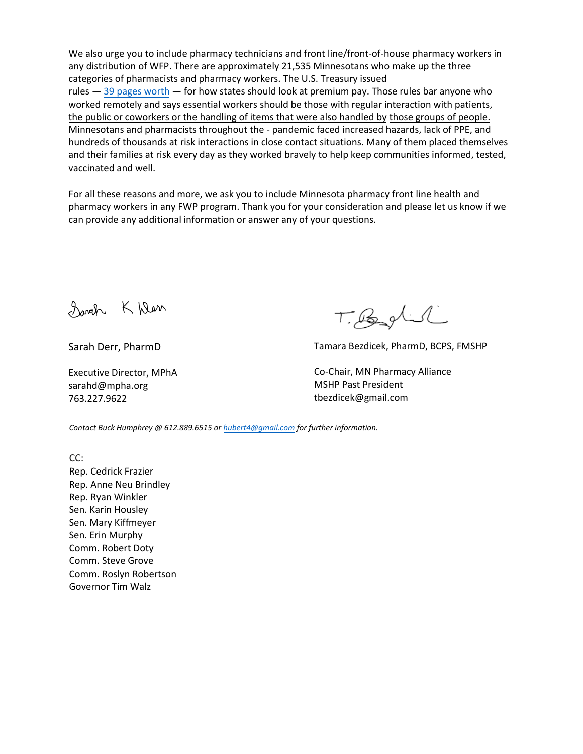We also urge you to include pharmacy technicians and front line/front-of-house pharmacy workers in any distribution of WFP. There are approximately 21,535 Minnesotans who make up the three categories of pharmacists and pharmacy workers. The U.S. Treasury issued rules — 39 pages worth — for how states should look at premium pay. Those rules bar anyone who worked remotely and says essential workers should be those with regular interaction with patients, the public or coworkers or the handling of items that were also handled by those groups of people. Minnesotans and pharmacists throughout the - pandemic faced increased hazards, lack of PPE, and hundreds of thousands at risk interactions in close contact situations. Many of them placed themselves and their families at risk every day as they worked bravely to help keep communities informed, tested, vaccinated and well.

For all these reasons and more, we ask you to include Minnesota pharmacy front line health and pharmacy workers in any FWP program. Thank you for your consideration and please let us know if we can provide any additional information or answer any of your questions.

Sarah Derr, PharmD

Executive Director, MPhA
sarahd@mpha.org
763.227.9622

Tamara Bezdicek, PharmD, BCPS, FMSHP

Co-Chair, MN Pharmacy Alliance
MSHP Past President
tbezdicek@gmail.com

*Contact Buck Humphrey @ 612.889.6515 or hubert4@gmail.com for further information.*

CC:
Rep. Cedrick Frazier
Rep. Anne Neu Brindley
Rep. Ryan Winkler
Sen. Karin Housley
Sen. Mary Kiffmeyer
Sen. Erin Murphy
Comm. Robert Doty
Comm. Steve Grove
Comm. Roslyn Robertson
Governor Tim Walz